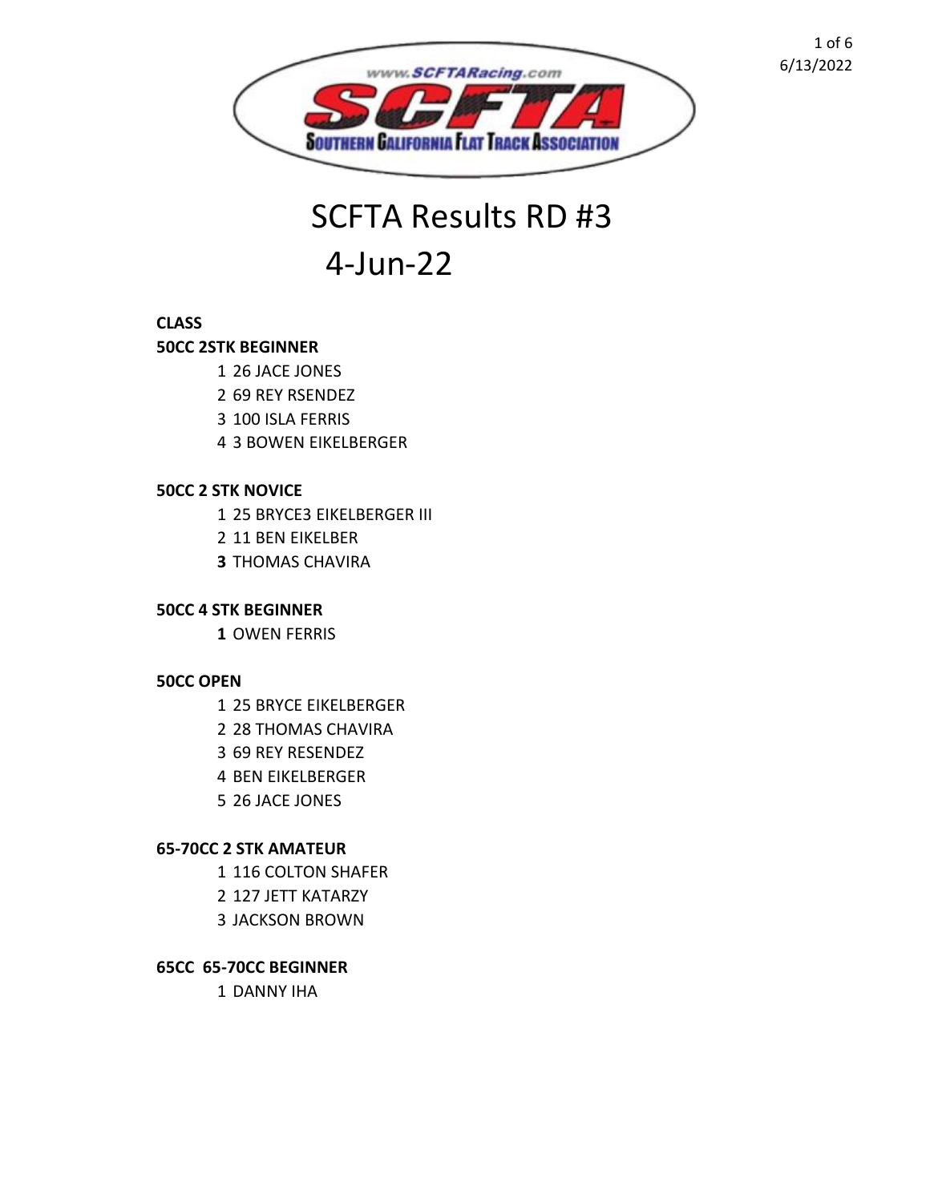# SCFTA Results RD #3

## 4-Jun-22

**CLASS**

**50CC 2STK BEGINNER**

1 26 JACE JONES
2 69 REY RSENDEZ
3 100 ISLA FERRIS
4 3 BOWEN EIKELBERGER

**50CC 2 STK NOVICE**

1 25 BRYCE3 EIKELBERGER III
2 11 BEN EIKELBER
**3** THOMAS CHAVIRA

**50CC 4 STK BEGINNER**

**1** OWEN FERRIS

**50CC OPEN**

1 25 BRYCE EIKELBERGER
2 28 THOMAS CHAVIRA
3 69 REY RESENDEZ
4 BEN EIKELBERGER
5 26 JACE JONES

**65-70CC 2 STK AMATEUR**

1 116 COLTON SHAFER
2 127 JETT KATARZY
3 JACKSON BROWN

**65CC 65-70CC BEGINNER**

1 DANNY IHA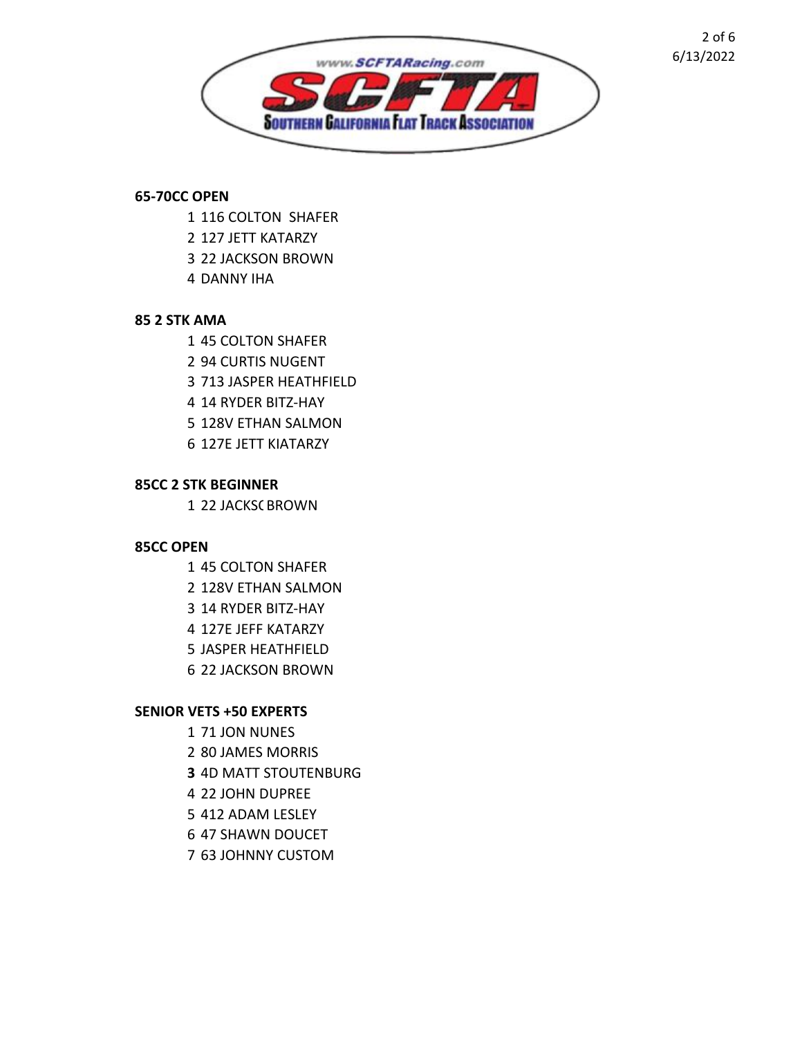## 65-70CC OPEN

1 116 COLTON  SHAFER
2 127 JETT KATARZY
3 22 JACKSON BROWN
4 DANNY IHA

## 85 2 STK AMA

1 45 COLTON SHAFER
2 94 CURTIS NUGENT
3 713 JASPER HEATHFIELD
4 14 RYDER BITZ-HAY
5 128V ETHAN SALMON
6 127E JETT KIATARZY

## 85CC 2 STK BEGINNER

1 22 JACKSC BROWN

## 85CC OPEN

1 45 COLTON SHAFER
2 128V ETHAN SALMON
3 14 RYDER BITZ-HAY
4 127E JEFF KATARZY
5 JASPER HEATHFIELD
6 22 JACKSON BROWN

## SENIOR VETS +50 EXPERTS

1 71 JON NUNES
2 80 JAMES MORRIS
**3** 4D MATT STOUTENBURG
4 22 JOHN DUPREE
5 412 ADAM LESLEY
6 47 SHAWN DOUCET
7 63 JOHNNY CUSTOM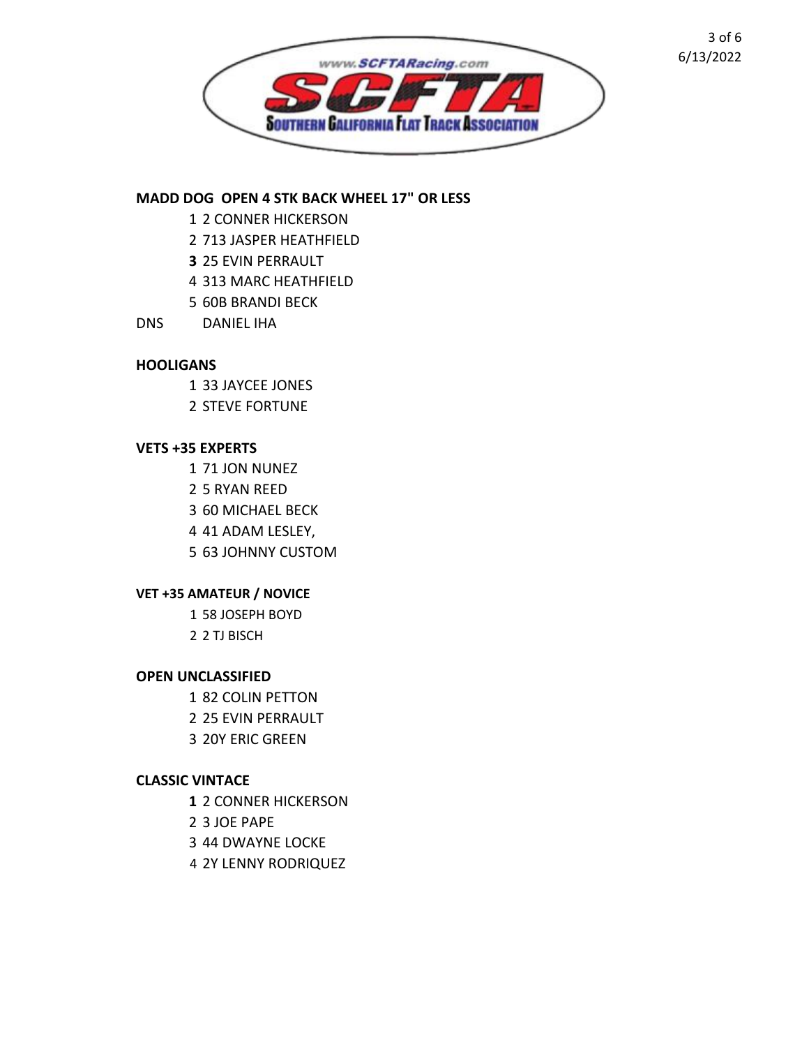**MADD DOG OPEN 4 STK BACK WHEEL 17" OR LESS**

1 2 CONNER HICKERSON
2 713 JASPER HEATHFIELD
**3** 25 EVIN PERRAULT
4 313 MARC HEATHFIELD
5 60B BRANDI BECK
DNS DANIEL IHA

**HOOLIGANS**

1 33 JAYCEE JONES
2 STEVE FORTUNE

**VETS +35 EXPERTS**

1 71 JON NUNEZ
2 5 RYAN REED
3 60 MICHAEL BECK
4 41 ADAM LESLEY,
5 63 JOHNNY CUSTOM

**VET +35 AMATEUR / NOVICE**

1 58 JOSEPH BOYD
2 2 TJ BISCH

**OPEN UNCLASSIFIED**

1 82 COLIN PETTON
2 25 EVIN PERRAULT
3 20Y ERIC GREEN

**CLASSIC VINTACE**

**1** 2 CONNER HICKERSON
2 3 JOE PAPE
3 44 DWAYNE LOCKE
4 2Y LENNY RODRIQUEZ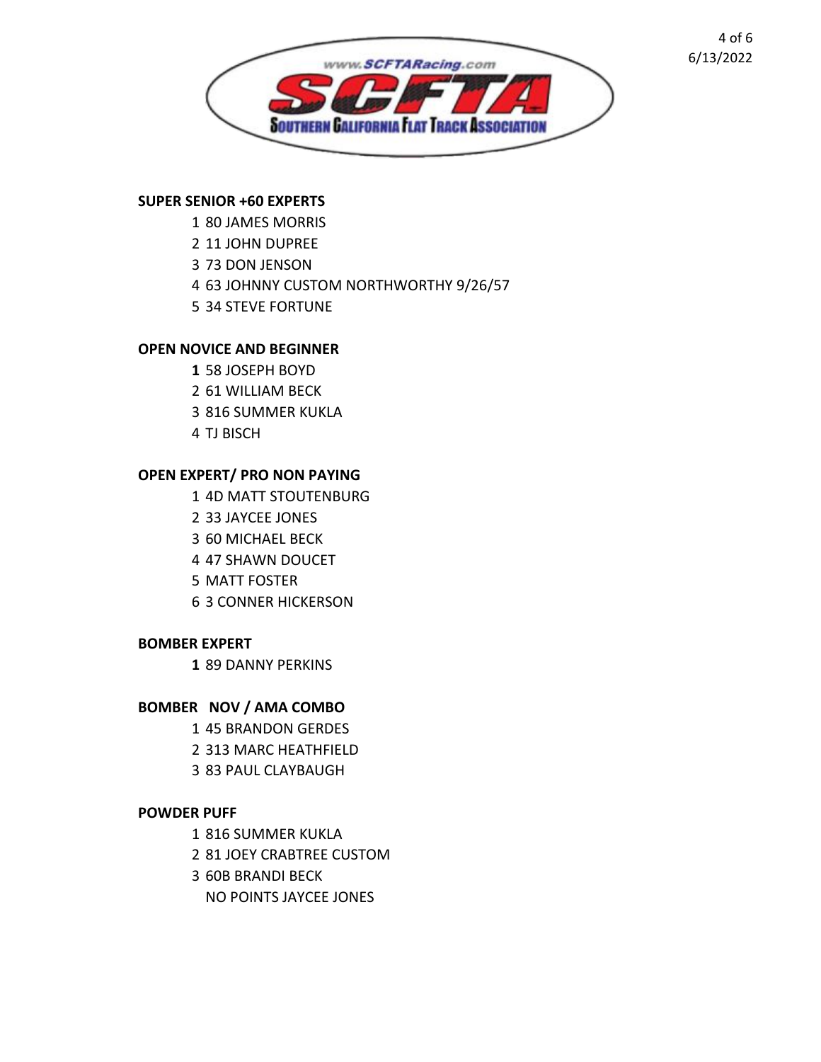**SUPER SENIOR +60 EXPERTS**

1 80 JAMES MORRIS
2 11 JOHN DUPREE
3 73 DON JENSON
4 63 JOHNNY CUSTOM NORTHWORTHY 9/26/57
5 34 STEVE FORTUNE

**OPEN NOVICE AND BEGINNER**

**1** 58 JOSEPH BOYD
2 61 WILLIAM BECK
3 816 SUMMER KUKLA
4 TJ BISCH

**OPEN EXPERT/ PRO NON PAYING**

1 4D MATT STOUTENBURG
2 33 JAYCEE JONES
3 60 MICHAEL BECK
4 47 SHAWN DOUCET
5 MATT FOSTER
6 3 CONNER HICKERSON

**BOMBER EXPERT**

**1** 89 DANNY PERKINS

**BOMBER NOV / AMA COMBO**

1 45 BRANDON GERDES
2 313 MARC HEATHFIELD
3 83 PAUL CLAYBAUGH

**POWDER PUFF**

1 816 SUMMER KUKLA
2 81 JOEY CRABTREE CUSTOM
3 60B BRANDI BECK
NO POINTS JAYCEE JONES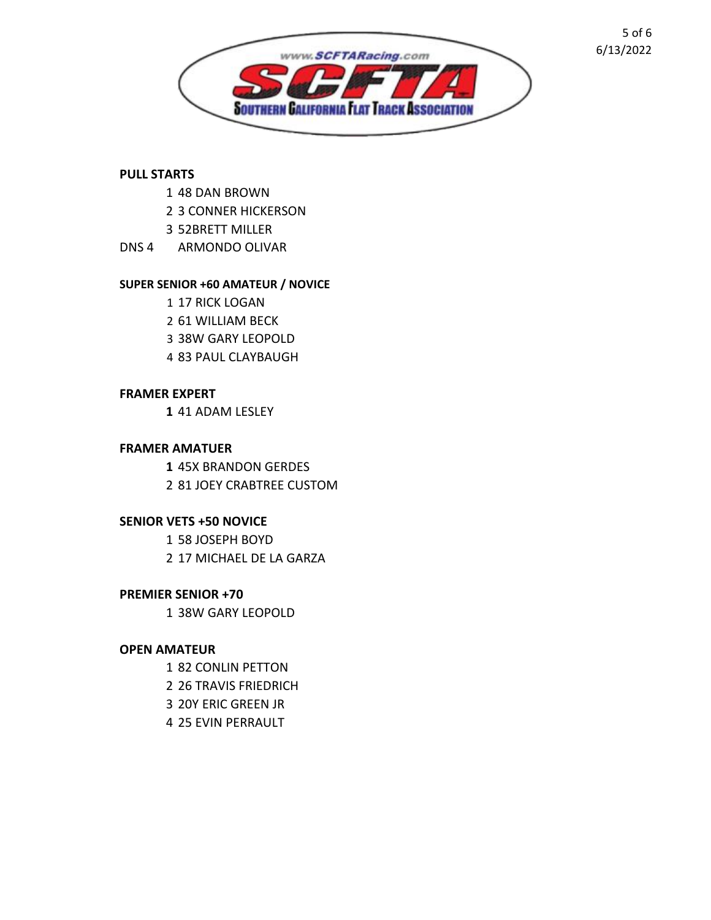**PULL STARTS**

1 48 DAN BROWN
2 3 CONNER HICKERSON
3 52BRETT MILLER
DNS 4 ARMONDO OLIVAR

**SUPER SENIOR +60 AMATEUR / NOVICE**

1 17 RICK LOGAN
2 61 WILLIAM BECK
3 38W GARY LEOPOLD
4 83 PAUL CLAYBAUGH

**FRAMER EXPERT**

**1** 41 ADAM LESLEY

**FRAMER AMATUER**

**1** 45X BRANDON GERDES
2 81 JOEY CRABTREE CUSTOM

**SENIOR VETS +50 NOVICE**

1 58 JOSEPH BOYD
2 17 MICHAEL DE LA GARZA

**PREMIER SENIOR +70**

1 38W GARY LEOPOLD

**OPEN AMATEUR**

1 82 CONLIN PETTON
2 26 TRAVIS FRIEDRICH
3 20Y ERIC GREEN JR
4 25 EVIN PERRAULT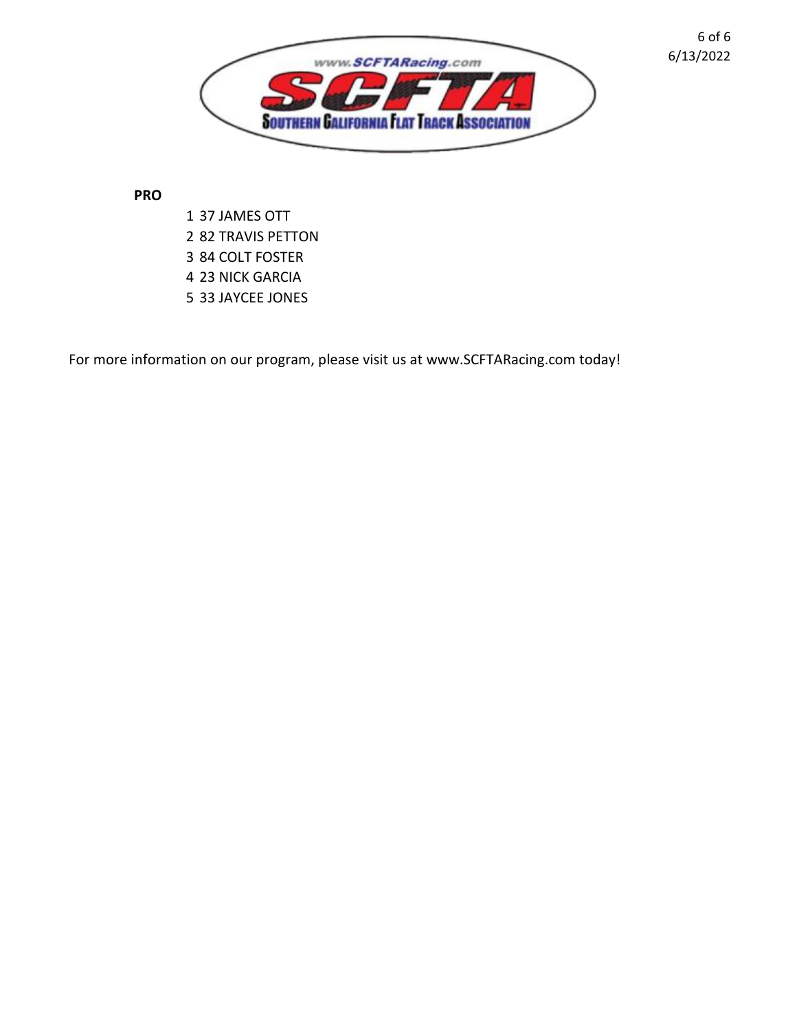**PRO**

1 37 JAMES OTT
2 82 TRAVIS PETTON
3 84 COLT FOSTER
4 23 NICK GARCIA
5 33 JAYCEE JONES

For more information on our program, please visit us at www.SCFTARacing.com today!